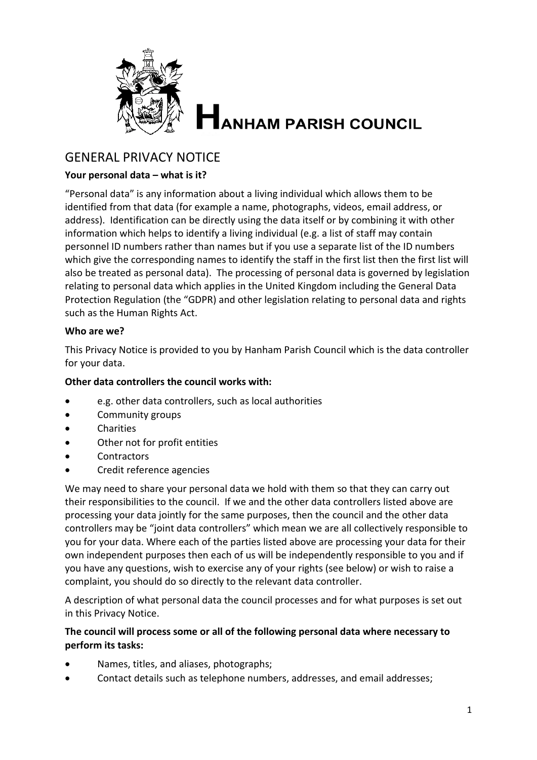# HANHAM PARISH COUNCIL

## GENERAL PRIVACY NOTICE

**Your personal data – what is it?**

"Personal data" is any information about a living individual which allows them to be identified from that data (for example a name, photographs, videos, email address, or address). Identification can be directly using the data itself or by combining it with other information which helps to identify a living individual (e.g. a list of staff may contain personnel ID numbers rather than names but if you use a separate list of the ID numbers which give the corresponding names to identify the staff in the first list then the first list will also be treated as personal data). The processing of personal data is governed by legislation relating to personal data which applies in the United Kingdom including the General Data Protection Regulation (the "GDPR) and other legislation relating to personal data and rights such as the Human Rights Act.

**Who are we?**

This Privacy Notice is provided to you by Hanham Parish Council which is the data controller for your data.

**Other data controllers the council works with:**

- e.g. other data controllers, such as local authorities
- Community groups
- Charities
- Other not for profit entities
- Contractors
- Credit reference agencies

We may need to share your personal data we hold with them so that they can carry out their responsibilities to the council. If we and the other data controllers listed above are processing your data jointly for the same purposes, then the council and the other data controllers may be "joint data controllers" which mean we are all collectively responsible to you for your data. Where each of the parties listed above are processing your data for their own independent purposes then each of us will be independently responsible to you and if you have any questions, wish to exercise any of your rights (see below) or wish to raise a complaint, you should do so directly to the relevant data controller.

A description of what personal data the council processes and for what purposes is set out in this Privacy Notice.

**The council will process some or all of the following personal data where necessary to perform its tasks:**

- Names, titles, and aliases, photographs;
- Contact details such as telephone numbers, addresses, and email addresses;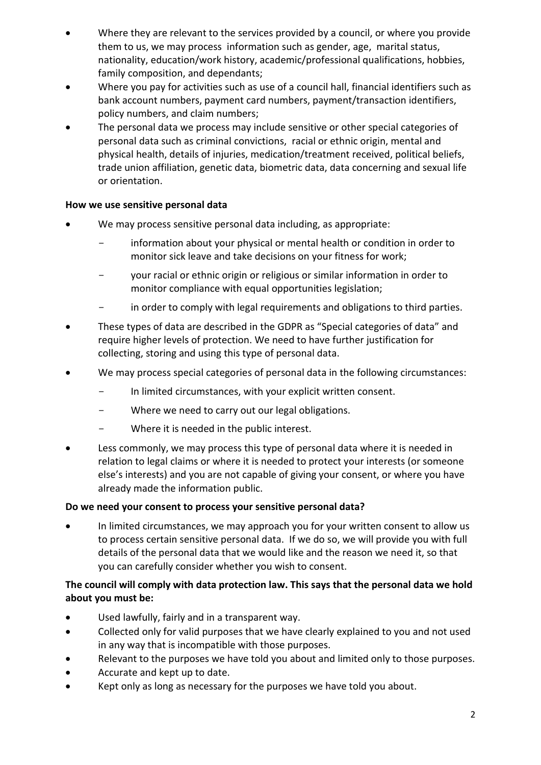- Where they are relevant to the services provided by a council, or where you provide them to us, we may process information such as gender, age, marital status, nationality, education/work history, academic/professional qualifications, hobbies, family composition, and dependants;
- Where you pay for activities such as use of a council hall, financial identifiers such as bank account numbers, payment card numbers, payment/transaction identifiers, policy numbers, and claim numbers;
- The personal data we process may include sensitive or other special categories of personal data such as criminal convictions, racial or ethnic origin, mental and physical health, details of injuries, medication/treatment received, political beliefs, trade union affiliation, genetic data, biometric data, data concerning and sexual life or orientation.

**How we use sensitive personal data**

- We may process sensitive personal data including, as appropriate:
  - information about your physical or mental health or condition in order to monitor sick leave and take decisions on your fitness for work;
  - your racial or ethnic origin or religious or similar information in order to monitor compliance with equal opportunities legislation;
  - in order to comply with legal requirements and obligations to third parties.
- These types of data are described in the GDPR as "Special categories of data" and require higher levels of protection. We need to have further justification for collecting, storing and using this type of personal data.
- We may process special categories of personal data in the following circumstances:
  - In limited circumstances, with your explicit written consent.
  - Where we need to carry out our legal obligations.
  - Where it is needed in the public interest.
- Less commonly, we may process this type of personal data where it is needed in relation to legal claims or where it is needed to protect your interests (or someone else's interests) and you are not capable of giving your consent, or where you have already made the information public.

**Do we need your consent to process your sensitive personal data?**

- In limited circumstances, we may approach you for your written consent to allow us to process certain sensitive personal data. If we do so, we will provide you with full details of the personal data that we would like and the reason we need it, so that you can carefully consider whether you wish to consent.

**The council will comply with data protection law. This says that the personal data we hold about you must be:**

- Used lawfully, fairly and in a transparent way.
- Collected only for valid purposes that we have clearly explained to you and not used in any way that is incompatible with those purposes.
- Relevant to the purposes we have told you about and limited only to those purposes.
- Accurate and kept up to date.
- Kept only as long as necessary for the purposes we have told you about.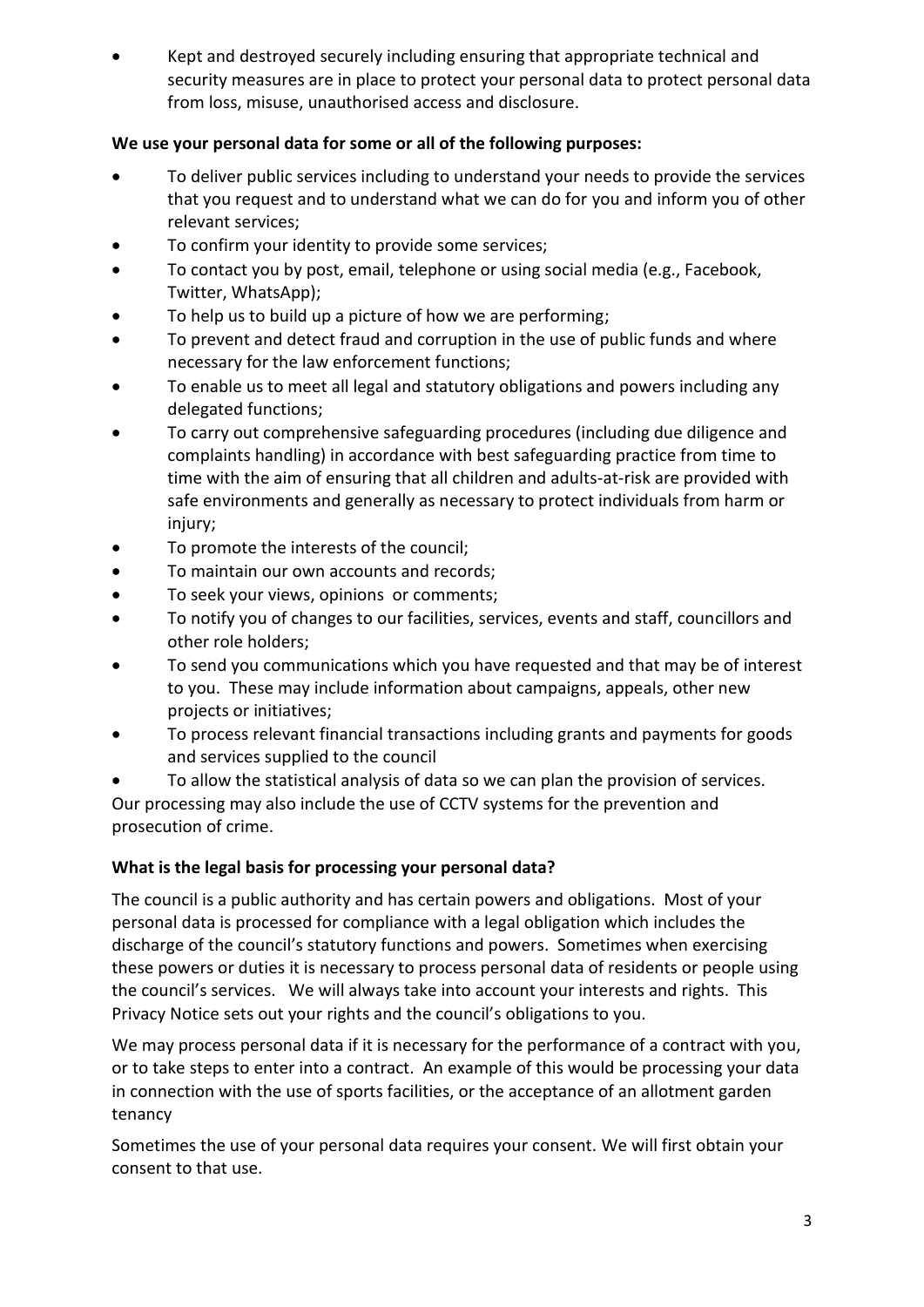- Kept and destroyed securely including ensuring that appropriate technical and security measures are in place to protect your personal data to protect personal data from loss, misuse, unauthorised access and disclosure.

**We use your personal data for some or all of the following purposes:**

- To deliver public services including to understand your needs to provide the services that you request and to understand what we can do for you and inform you of other relevant services;
- To confirm your identity to provide some services;
- To contact you by post, email, telephone or using social media (e.g., Facebook, Twitter, WhatsApp);
- To help us to build up a picture of how we are performing;
- To prevent and detect fraud and corruption in the use of public funds and where necessary for the law enforcement functions;
- To enable us to meet all legal and statutory obligations and powers including any delegated functions;
- To carry out comprehensive safeguarding procedures (including due diligence and complaints handling) in accordance with best safeguarding practice from time to time with the aim of ensuring that all children and adults-at-risk are provided with safe environments and generally as necessary to protect individuals from harm or injury;
- To promote the interests of the council;
- To maintain our own accounts and records;
- To seek your views, opinions or comments;
- To notify you of changes to our facilities, services, events and staff, councillors and other role holders;
- To send you communications which you have requested and that may be of interest to you. These may include information about campaigns, appeals, other new projects or initiatives;
- To process relevant financial transactions including grants and payments for goods and services supplied to the council
- To allow the statistical analysis of data so we can plan the provision of services.

Our processing may also include the use of CCTV systems for the prevention and prosecution of crime.

**What is the legal basis for processing your personal data?**

The council is a public authority and has certain powers and obligations. Most of your personal data is processed for compliance with a legal obligation which includes the discharge of the council's statutory functions and powers. Sometimes when exercising these powers or duties it is necessary to process personal data of residents or people using the council's services. We will always take into account your interests and rights. This Privacy Notice sets out your rights and the council's obligations to you.

We may process personal data if it is necessary for the performance of a contract with you, or to take steps to enter into a contract. An example of this would be processing your data in connection with the use of sports facilities, or the acceptance of an allotment garden tenancy

Sometimes the use of your personal data requires your consent. We will first obtain your consent to that use.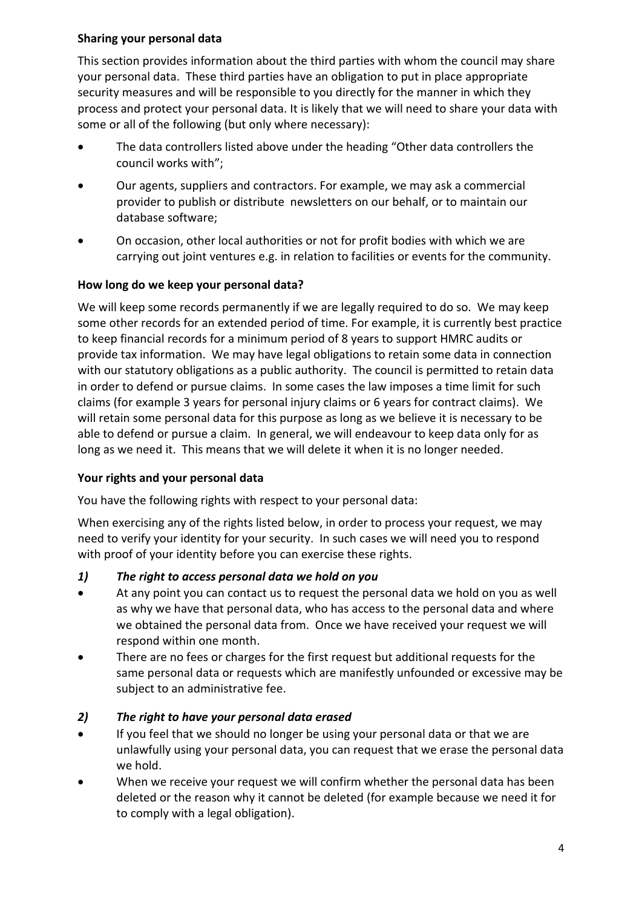**Sharing your personal data**

This section provides information about the third parties with whom the council may share your personal data. These third parties have an obligation to put in place appropriate security measures and will be responsible to you directly for the manner in which they process and protect your personal data. It is likely that we will need to share your data with some or all of the following (but only where necessary):

- The data controllers listed above under the heading "Other data controllers the council works with";
- Our agents, suppliers and contractors. For example, we may ask a commercial provider to publish or distribute newsletters on our behalf, or to maintain our database software;
- On occasion, other local authorities or not for profit bodies with which we are carrying out joint ventures e.g. in relation to facilities or events for the community.

**How long do we keep your personal data?**

We will keep some records permanently if we are legally required to do so. We may keep some other records for an extended period of time. For example, it is currently best practice to keep financial records for a minimum period of 8 years to support HMRC audits or provide tax information. We may have legal obligations to retain some data in connection with our statutory obligations as a public authority. The council is permitted to retain data in order to defend or pursue claims. In some cases the law imposes a time limit for such claims (for example 3 years for personal injury claims or 6 years for contract claims). We will retain some personal data for this purpose as long as we believe it is necessary to be able to defend or pursue a claim. In general, we will endeavour to keep data only for as long as we need it. This means that we will delete it when it is no longer needed.

**Your rights and your personal data**

You have the following rights with respect to your personal data:

When exercising any of the rights listed below, in order to process your request, we may need to verify your identity for your security. In such cases we will need you to respond with proof of your identity before you can exercise these rights.

***1) The right to access personal data we hold on you***

- At any point you can contact us to request the personal data we hold on you as well as why we have that personal data, who has access to the personal data and where we obtained the personal data from. Once we have received your request we will respond within one month.
- There are no fees or charges for the first request but additional requests for the same personal data or requests which are manifestly unfounded or excessive may be subject to an administrative fee.

***2) The right to have your personal data erased***

- If you feel that we should no longer be using your personal data or that we are unlawfully using your personal data, you can request that we erase the personal data we hold.
- When we receive your request we will confirm whether the personal data has been deleted or the reason why it cannot be deleted (for example because we need it for to comply with a legal obligation).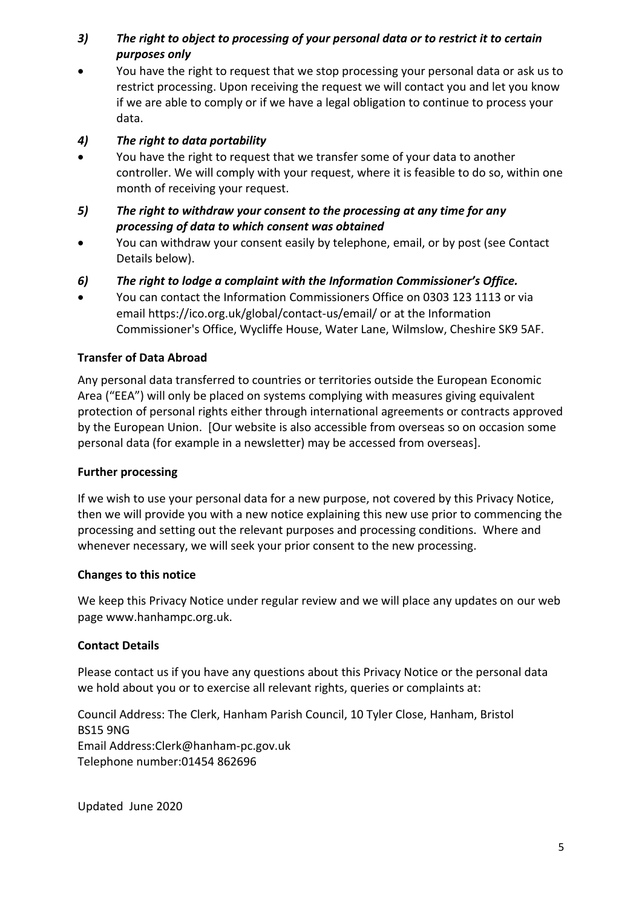***3) The right to object to processing of your personal data or to restrict it to certain purposes only***

- You have the right to request that we stop processing your personal data or ask us to restrict processing. Upon receiving the request we will contact you and let you know if we are able to comply or if we have a legal obligation to continue to process your data.

***4) The right to data portability***

- You have the right to request that we transfer some of your data to another controller. We will comply with your request, where it is feasible to do so, within one month of receiving your request.

***5) The right to withdraw your consent to the processing at any time for any processing of data to which consent was obtained***

- You can withdraw your consent easily by telephone, email, or by post (see Contact Details below).

***6) The right to lodge a complaint with the Information Commissioner's Office.***

- You can contact the Information Commissioners Office on 0303 123 1113 or via email https://ico.org.uk/global/contact-us/email/ or at the Information Commissioner's Office, Wycliffe House, Water Lane, Wilmslow, Cheshire SK9 5AF.

**Transfer of Data Abroad**

Any personal data transferred to countries or territories outside the European Economic Area ("EEA") will only be placed on systems complying with measures giving equivalent protection of personal rights either through international agreements or contracts approved by the European Union. [Our website is also accessible from overseas so on occasion some personal data (for example in a newsletter) may be accessed from overseas].

**Further processing**

If we wish to use your personal data for a new purpose, not covered by this Privacy Notice, then we will provide you with a new notice explaining this new use prior to commencing the processing and setting out the relevant purposes and processing conditions. Where and whenever necessary, we will seek your prior consent to the new processing.

**Changes to this notice**

We keep this Privacy Notice under regular review and we will place any updates on our web page www.hanhampc.org.uk.

**Contact Details**

Please contact us if you have any questions about this Privacy Notice or the personal data we hold about you or to exercise all relevant rights, queries or complaints at:

Council Address: The Clerk, Hanham Parish Council, 10 Tyler Close, Hanham, Bristol BS15 9NG
Email Address:Clerk@hanham-pc.gov.uk
Telephone number:01454 862696

Updated June 2020